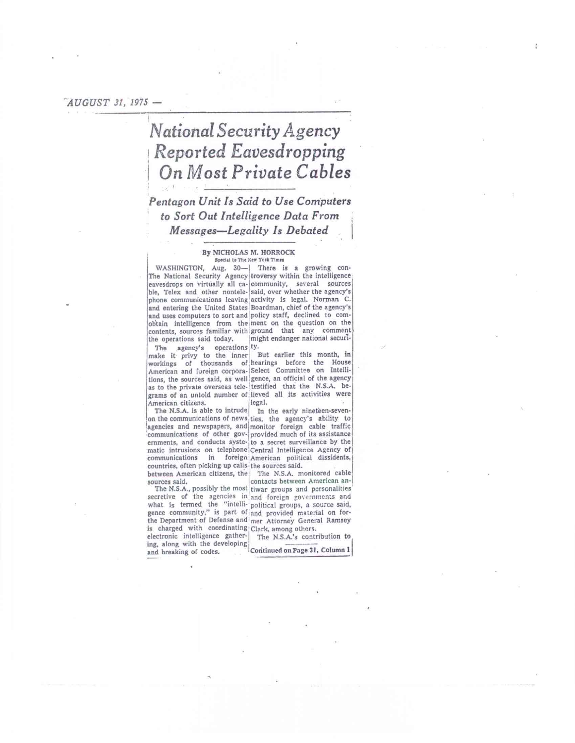AUGUST 31, 1975 —

# National Security Agency Reported Eavesdropping On Most Private Cables

## Pentagon Unit Is Said to Use Computers to Sort Out Intelligence Data From Messages—Legality Is Debated

By NICHOLAS M. HORROCK
Special to The New York Times

WASHINGTON, Aug. 30— The National Security Agency eavesdrops on virtually all cable, Telex and other nontelephone communications leaving and entering the United States and uses computers to sort and obtain intelligence from the contents, sources familiar with the operations said today.

The agency's operations make it privy to the inner workings of thousands of American and foreign corporations, the sources said, as well as to the private overseas telegrams of an untold number of American citizens.

The N.S.A. is able to intrude on the communications of news agencies and newspapers, and communications of other governments, and conducts systematic intrusions on telephone communications in foreign countries, often picking up calls between American citizens, the sources said.

The N.S.A., possibly the most secretive of the agencies in what is termed the "intelligence community," is part of the Department of Defense and is charged with coordinating electronic intelligence gathering, along with the developing and breaking of codes.

There is a growing controversy within the intelligence community, several sources said, over whether the agency's activity is legal. Norman C. Boardman, chief of the agency's policy staff, declined to comment on the question on the ground that any comment might endanger national security.

But earlier this month, in hearings before the House Select Committee on Intelligence, an official of the agency testified that the N.S.A. believed all its activities were legal.

In the early nineteen-seventies, the agency's ability to monitor foreign cable traffic provided much of its assistance to a secret surveillance by the Central Intelligence Agency of American political dissidents, the sources said.

The N.S.A. monitored cable contacts between American antiwar groups and personalities and foreign governments and political groups, a source said, and provided material on former Attorney General Ramsey Clark, among others.

The N.S.A.'s contribution to

Continued on Page 31, Column 1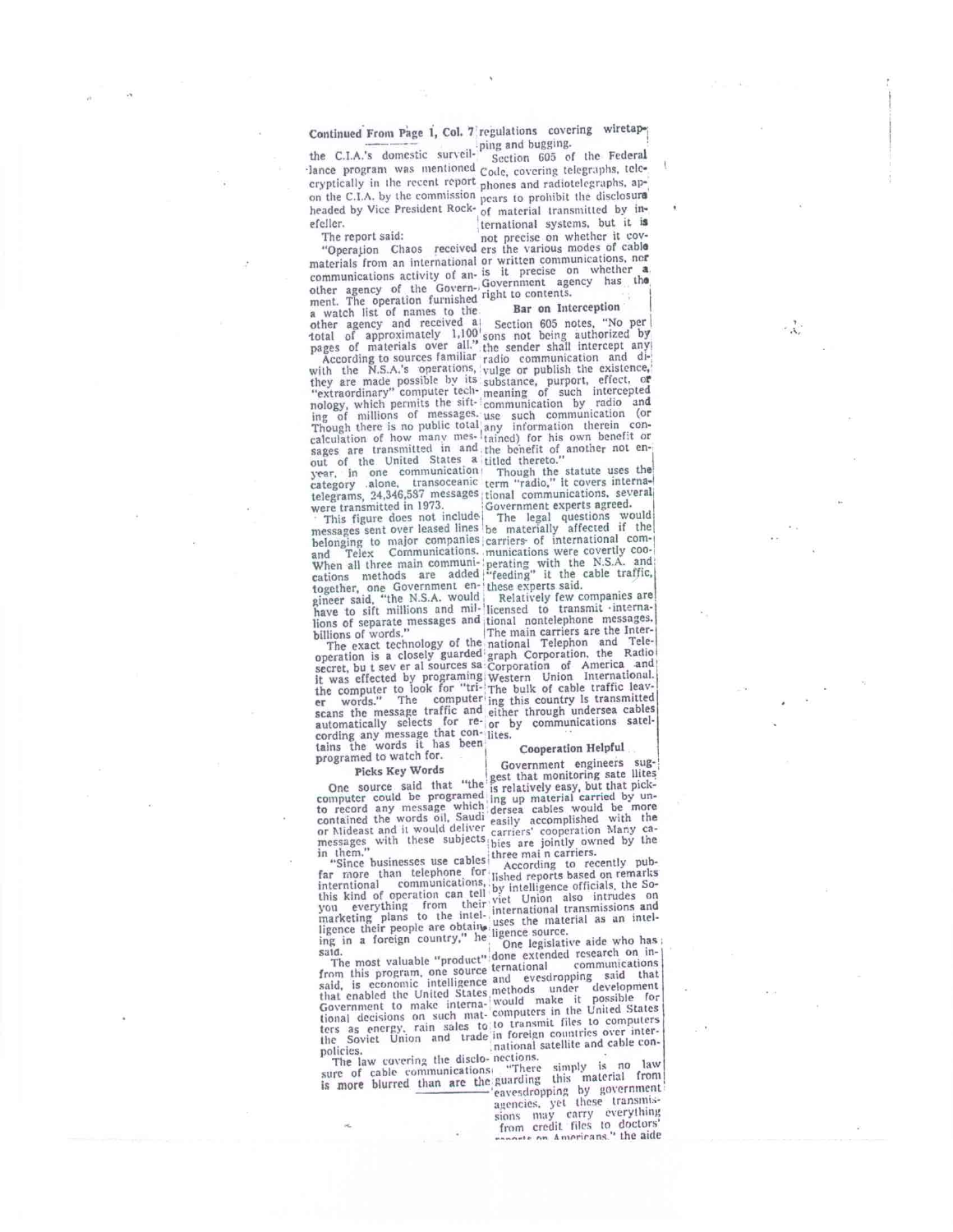Continued From Page 1, Col. 7

the C.I.A.'s domestic surveillance program was mentioned cryptically in the recent report on the C.I.A. by the commission headed by Vice President Rockefeller.

The report said:

"Operation Chaos received materials from an international communications activity of another agency of the Government. The operation furnished a watch list of names to the other agency and received a total of approximately 1,100 pages of materials over all."

According to sources familiar with the N.S.A.'s operations, they are made possible by its "extraordinary" computer technology, which permits the sifting of millions of messages. Though there is no public total calculation of how many messages are transmitted in and out of the United States a year, in one communication category alone, transoceanic telegrams, 24,346,587 messages were transmitted in 1973.

This figure does not include messages sent over leased lines belonging to major companies and Telex Communications. When all three main communications methods are added together, one Government engineer said, "the N.S.A. would have to sift millions and millions of separate messages and billions of words."

The exact technology of the operation is a closely guarded secret, bu t sev er al sources sa it was effected by programing the computer to look for "trier words." The computer scans the message traffic and automatically selects for recording any message that contains the words it has been programed to watch for.

### Picks Key Words

One source said that "the computer could be programed to record any message which contained the words oil, Saudi or Mideast and it would deliver messages with these subjects in them."

"Since businesses use cables far more than telephone for interntional communications, this kind of operation can tell you everything from their marketing plans to the intelligence their people are obtaining in a foreign country," he said.

The most valuable "product" from this program, one source said, is economic intelligence that enabled the United States Government to make international decisions on such matters as energy, rain sales to the Soviet Union and trade policies.

The law covering the disclosure of cable communications is more blurred than are the regulations covering wiretapping and bugging.

Section 605 of the Federal Code, covering telegraphs, telephones and radiotelegraphs, appears to prohibit the disclosure of material transmitted by international systems, but it is not precise on whether it covers the various modes of cable or written communications, nor is it precise on whether a Government agency has the right to contents.

### Bar on Interception

Section 605 notes, "No persons not being authorized by the sender shall intercept any radio communication and divulge or publish the existence, substance, purport, effect, or meaning of such intercepted communication by radio and use such communication (or any information therein contained) for his own benefit or the benefit of another not entitled thereto."

Though the statute uses the term "radio," it covers international communications, several Government experts agreed.

The legal questions would be materially affected if the carriers of international communications were covertly cooperating with the N.S.A. and "feeding" it the cable traffic, these experts said.

Relatively few companies are licensed to transmit international nontelephone messages. The main carriers are the International Telephon and Telegraph Corporation, the Radio Corporation of America and Western Union International. The bulk of cable traffic leaving this country Is transmitted either through undersea cables or by communications satellites.

### Cooperation Helpful

Government engineers suggest that monitoring sate llites is relatively easy, but that picking up material carried by undersea cables would be more easily accomplished with the carriers' cooperation Many cables are jointly owned by the three mai n carriers.

According to recently published reports based on remarks by intelligence officials, the Soviet Union also intrudes on international transmissions and uses the material as an intelligence source.

One legislative aide who has done extended research on international communications and evesdropping said that methods under development would make it possible for computers in the United States to transmit files to computers in foreign countries over international satellite and cable connections.

"There simply is no law guarding this material from eavesdropping by government agencies, yet these transmissions may carry everything from credit files to doctors' reports on Americans," the aide